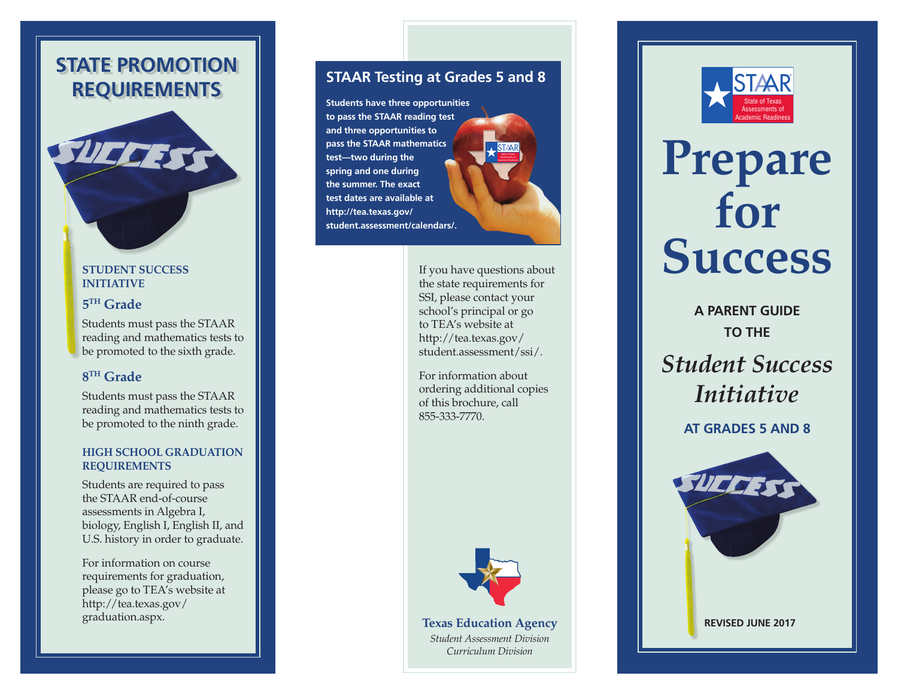# STATE PROMOTION REQUIREMENTS

### STUDENT SUCCESS INITIATIVE

### 5TH Grade

Students must pass the STAAR reading and mathematics tests to be promoted to the sixth grade.

### 8TH Grade

Students must pass the STAAR reading and mathematics tests to be promoted to the ninth grade.

### HIGH SCHOOL GRADUATION REQUIREMENTS

Students are required to pass the STAAR end-of-course assessments in Algebra I, biology, English I, English II, and U.S. history in order to graduate.

For information on course requirements for graduation, please go to TEA's website at http://tea.texas.gov/graduation.aspx.

## STAAR Testing at Grades 5 and 8

**Students have three opportunities to pass the STAAR reading test and three opportunities to pass the STAAR mathematics test—two during the spring and one during the summer. The exact test dates are available at http://tea.texas.gov/student.assessment/calendars/.**

If you have questions about the state requirements for SSI, please contact your school's principal or go to TEA's website at http://tea.texas.gov/student.assessment/ssi/.

For information about ordering additional copies of this brochure, call 855-333-7770.

**Texas Education Agency**
*Student Assessment Division*
*Curriculum Division*

STAAR® State of Texas Assessments of Academic Readiness

# Prepare for Success

**A PARENT GUIDE TO THE**

## *Student Success Initiative*

**AT GRADES 5 AND 8**

**REVISED JUNE 2017**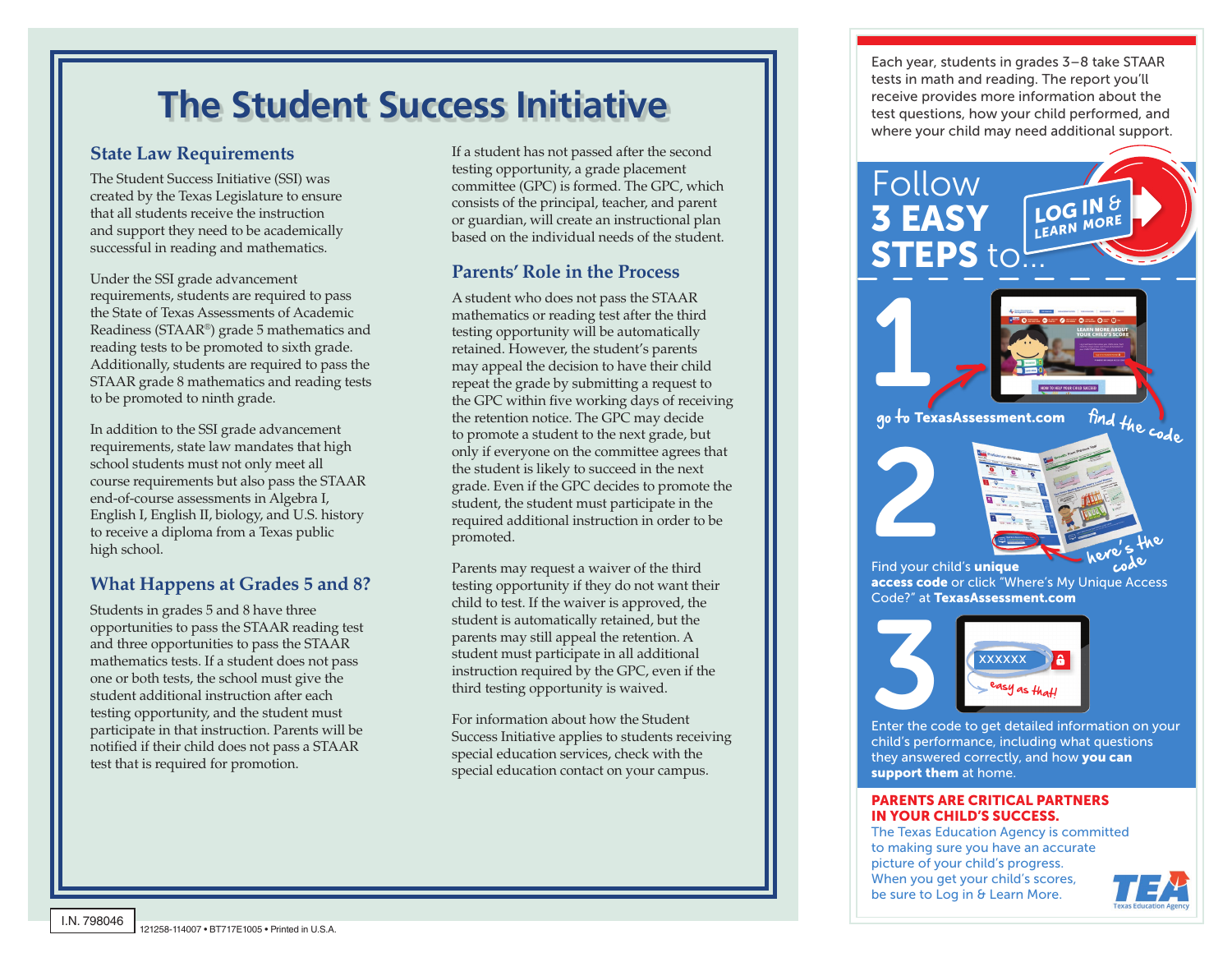# The Student Success Initiative

## State Law Requirements

The Student Success Initiative (SSI) was created by the Texas Legislature to ensure that all students receive the instruction and support they need to be academically successful in reading and mathematics.

Under the SSI grade advancement requirements, students are required to pass the State of Texas Assessments of Academic Readiness (STAAR®) grade 5 mathematics and reading tests to be promoted to sixth grade. Additionally, students are required to pass the STAAR grade 8 mathematics and reading tests to be promoted to ninth grade.

In addition to the SSI grade advancement requirements, state law mandates that high school students must not only meet all course requirements but also pass the STAAR end-of-course assessments in Algebra I, English I, English II, biology, and U.S. history to receive a diploma from a Texas public high school.

## What Happens at Grades 5 and 8?

Students in grades 5 and 8 have three opportunities to pass the STAAR reading test and three opportunities to pass the STAAR mathematics tests. If a student does not pass one or both tests, the school must give the student additional instruction after each testing opportunity, and the student must participate in that instruction. Parents will be notified if their child does not pass a STAAR test that is required for promotion.

If a student has not passed after the second testing opportunity, a grade placement committee (GPC) is formed. The GPC, which consists of the principal, teacher, and parent or guardian, will create an instructional plan based on the individual needs of the student.

## Parents' Role in the Process

A student who does not pass the STAAR mathematics or reading test after the third testing opportunity will be automatically retained. However, the student's parents may appeal the decision to have their child repeat the grade by submitting a request to the GPC within five working days of receiving the retention notice. The GPC may decide to promote a student to the next grade, but only if everyone on the committee agrees that the student is likely to succeed in the next grade. Even if the GPC decides to promote the student, the student must participate in the required additional instruction in order to be promoted.

Parents may request a waiver of the third testing opportunity if they do not want their child to test. If the waiver is approved, the student is automatically retained, but the parents may still appeal the retention. A student must participate in all additional instruction required by the GPC, even if the third testing opportunity is waived.

For information about how the Student Success Initiative applies to students receiving special education services, check with the special education contact on your campus.

---

Each year, students in grades 3–8 take STAAR tests in math and reading. The report you'll receive provides more information about the test questions, how your child performed, and where your child may need additional support.

## Follow 3 EASY STEPS to... LOG IN & LEARN MORE

**1** go to **TexasAssessment.com**

find the code

**2** Find your child's **unique access code** or click "Where's My Unique Access Code?" at **TexasAssessment.com**

here's the code

**3** XXXXXX — easy as that!

Enter the code to get detailed information on your child's performance, including what questions they answered correctly, and how **you can support them** at home.

**PARENTS ARE CRITICAL PARTNERS IN YOUR CHILD'S SUCCESS.**

The Texas Education Agency is committed to making sure you have an accurate picture of your child's progress. When you get your child's scores, be sure to Log in & Learn More.

TEA Texas Education Agency

I.N. 798046

121258-114007 • BT717E1005 • Printed in U.S.A.